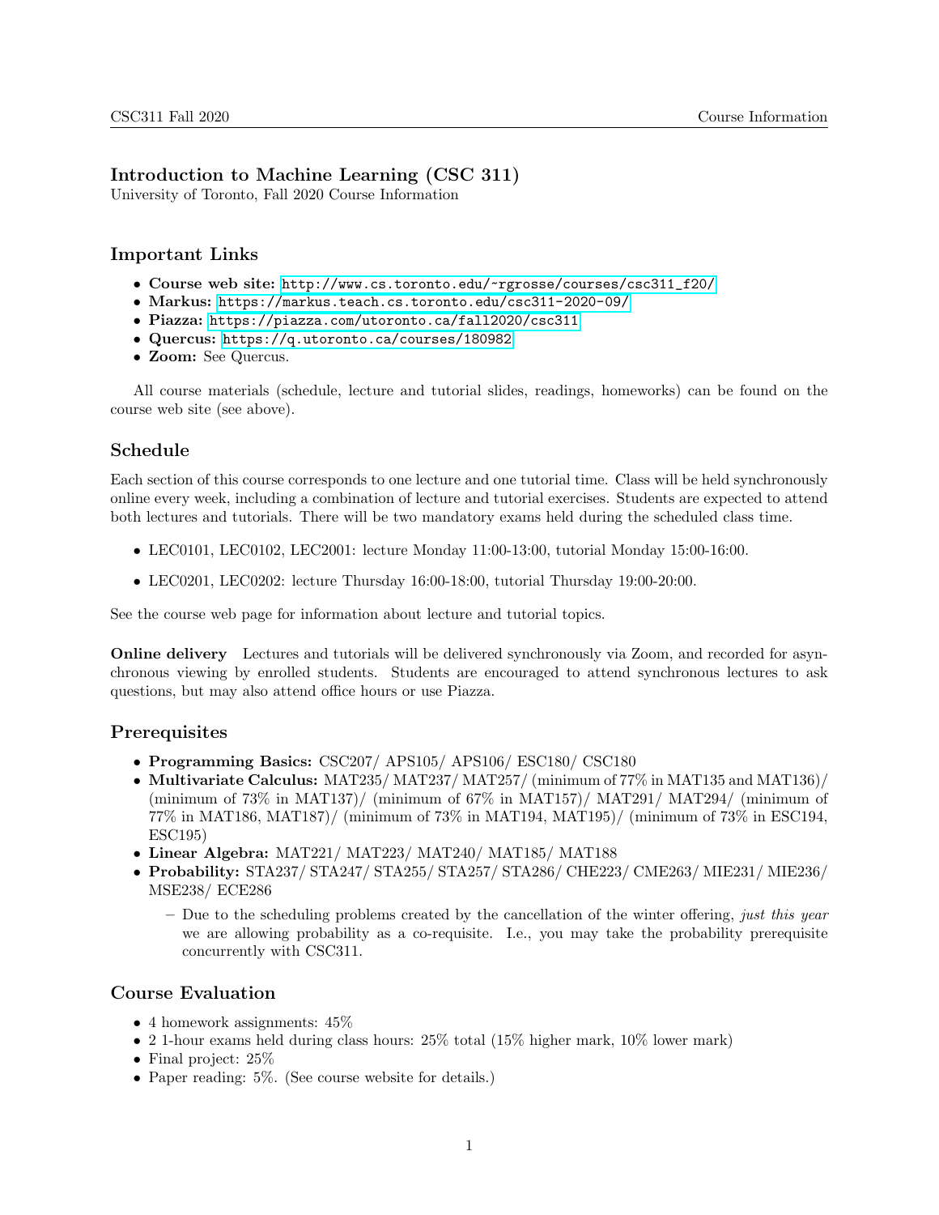# Introduction to Machine Learning (CSC 311)

University of Toronto, Fall 2020 Course Information

## Important Links

- **Course web site:** http://www.cs.toronto.edu/~rgrosse/courses/csc311_f20/
- **Markus:** https://markus.teach.cs.toronto.edu/csc311-2020-09/
- **Piazza:** https://piazza.com/utoronto.ca/fall2020/csc311
- **Quercus:** https://q.utoronto.ca/courses/180982
- **Zoom:** See Quercus.

All course materials (schedule, lecture and tutorial slides, readings, homeworks) can be found on the course web site (see above).

## Schedule

Each section of this course corresponds to one lecture and one tutorial time. Class will be held synchronously online every week, including a combination of lecture and tutorial exercises. Students are expected to attend both lectures and tutorials. There will be two mandatory exams held during the scheduled class time.

- LEC0101, LEC0102, LEC2001: lecture Monday 11:00-13:00, tutorial Monday 15:00-16:00.
- LEC0201, LEC0202: lecture Thursday 16:00-18:00, tutorial Thursday 19:00-20:00.

See the course web page for information about lecture and tutorial topics.

**Online delivery** Lectures and tutorials will be delivered synchronously via Zoom, and recorded for asynchronous viewing by enrolled students. Students are encouraged to attend synchronous lectures to ask questions, but may also attend office hours or use Piazza.

## Prerequisites

- **Programming Basics:** CSC207/ APS105/ APS106/ ESC180/ CSC180
- **Multivariate Calculus:** MAT235/ MAT237/ MAT257/ (minimum of 77% in MAT135 and MAT136)/ (minimum of 73% in MAT137)/ (minimum of 67% in MAT157)/ MAT291/ MAT294/ (minimum of 77% in MAT186, MAT187)/ (minimum of 73% in MAT194, MAT195)/ (minimum of 73% in ESC194, ESC195)
- **Linear Algebra:** MAT221/ MAT223/ MAT240/ MAT185/ MAT188
- **Probability:** STA237/ STA247/ STA255/ STA257/ STA286/ CHE223/ CME263/ MIE231/ MIE236/ MSE238/ ECE286
  - Due to the scheduling problems created by the cancellation of the winter offering, *just this year* we are allowing probability as a co-requisite. I.e., you may take the probability prerequisite concurrently with CSC311.

## Course Evaluation

- 4 homework assignments: 45%
- 2 1-hour exams held during class hours: 25% total (15% higher mark, 10% lower mark)
- Final project: 25%
- Paper reading: 5%. (See course website for details.)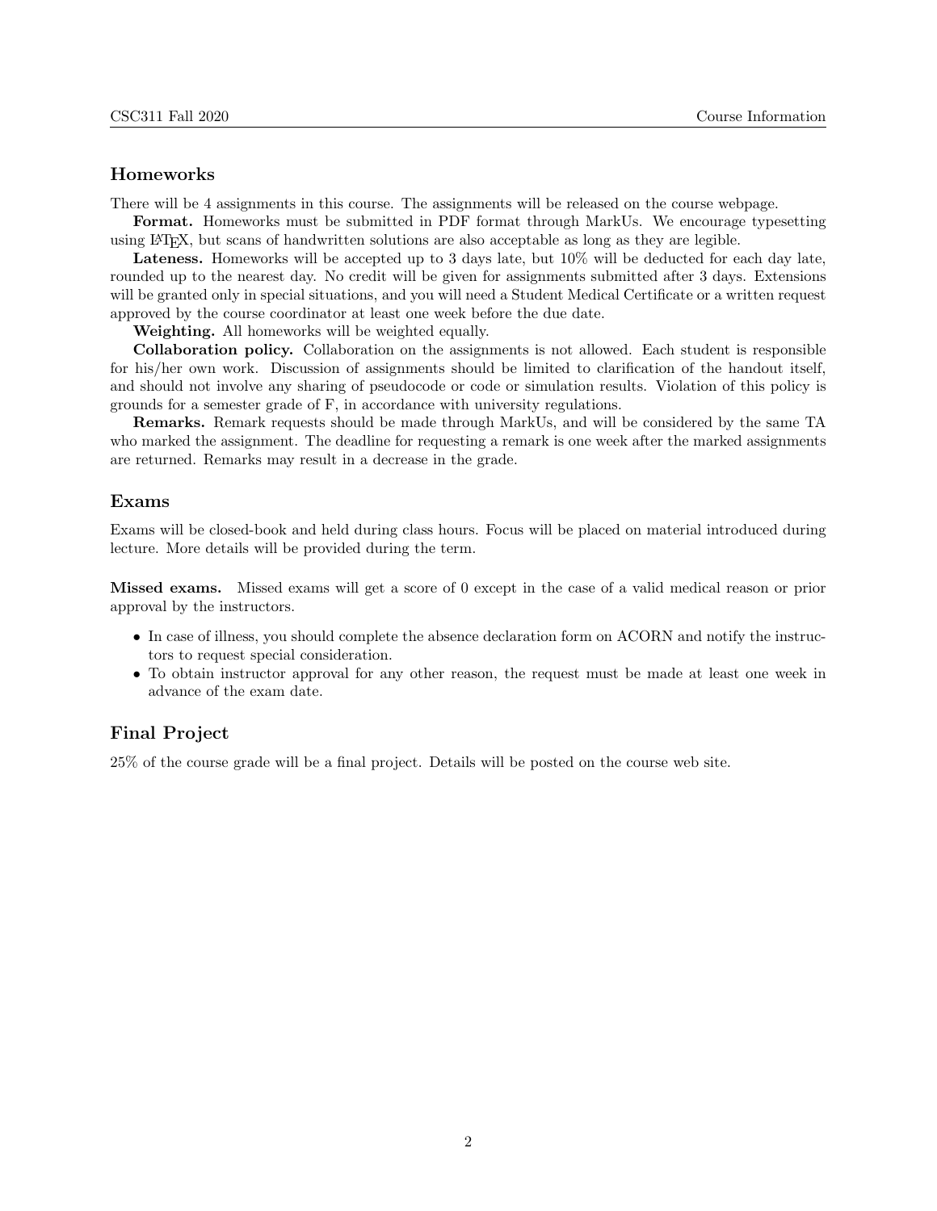## Homeworks

There will be 4 assignments in this course. The assignments will be released on the course webpage.

**Format.** Homeworks must be submitted in PDF format through MarkUs. We encourage typesetting using LaTeX, but scans of handwritten solutions are also acceptable as long as they are legible.

**Lateness.** Homeworks will be accepted up to 3 days late, but 10% will be deducted for each day late, rounded up to the nearest day. No credit will be given for assignments submitted after 3 days. Extensions will be granted only in special situations, and you will need a Student Medical Certificate or a written request approved by the course coordinator at least one week before the due date.

**Weighting.** All homeworks will be weighted equally.

**Collaboration policy.** Collaboration on the assignments is not allowed. Each student is responsible for his/her own work. Discussion of assignments should be limited to clarification of the handout itself, and should not involve any sharing of pseudocode or code or simulation results. Violation of this policy is grounds for a semester grade of F, in accordance with university regulations.

**Remarks.** Remark requests should be made through MarkUs, and will be considered by the same TA who marked the assignment. The deadline for requesting a remark is one week after the marked assignments are returned. Remarks may result in a decrease in the grade.

## Exams

Exams will be closed-book and held during class hours. Focus will be placed on material introduced during lecture. More details will be provided during the term.

**Missed exams.** Missed exams will get a score of 0 except in the case of a valid medical reason or prior approval by the instructors.

- In case of illness, you should complete the absence declaration form on ACORN and notify the instructors to request special consideration.
- To obtain instructor approval for any other reason, the request must be made at least one week in advance of the exam date.

## Final Project

25% of the course grade will be a final project. Details will be posted on the course web site.